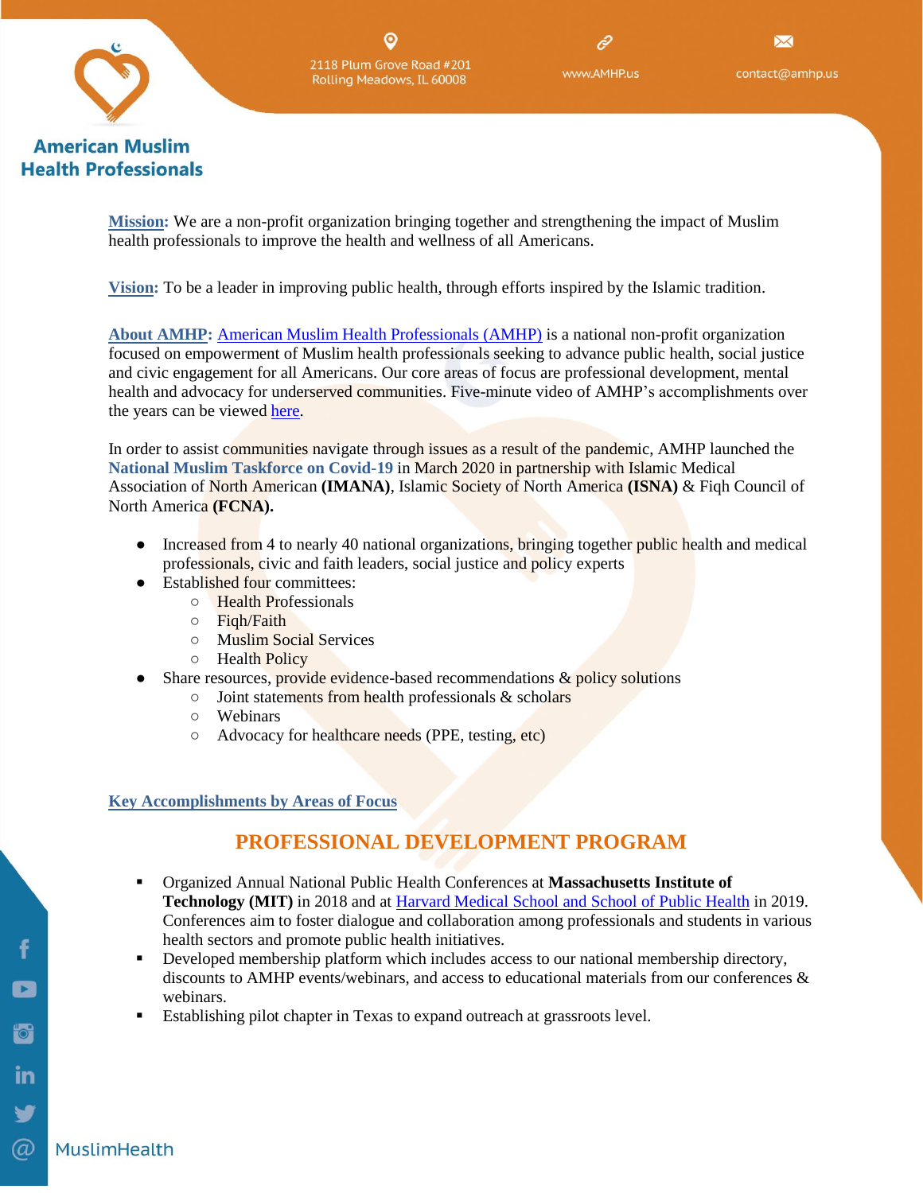# American Muslim Health Professionals

2118 Plum Grove Road #201
Rolling Meadows, IL 60008

www.AMHP.us

contact@amhp.us

**Mission:** We are a non-profit organization bringing together and strengthening the impact of Muslim health professionals to improve the health and wellness of all Americans.

**Vision:** To be a leader in improving public health, through efforts inspired by the Islamic tradition.

**About AMHP:** American Muslim Health Professionals (AMHP) is a national non-profit organization focused on empowerment of Muslim health professionals seeking to advance public health, social justice and civic engagement for all Americans. Our core areas of focus are professional development, mental health and advocacy for underserved communities. Five-minute video of AMHP's accomplishments over the years can be viewed here.

In order to assist communities navigate through issues as a result of the pandemic, AMHP launched the **National Muslim Taskforce on Covid-19** in March 2020 in partnership with Islamic Medical Association of North American **(IMANA)**, Islamic Society of North America **(ISNA)** & Fiqh Council of North America **(FCNA).**

- Increased from 4 to nearly 40 national organizations, bringing together public health and medical professionals, civic and faith leaders, social justice and policy experts
- Established four committees:
  - Health Professionals
  - Fiqh/Faith
  - Muslim Social Services
  - Health Policy
- Share resources, provide evidence-based recommendations & policy solutions
  - Joint statements from health professionals & scholars
  - Webinars
  - Advocacy for healthcare needs (PPE, testing, etc)

**Key Accomplishments by Areas of Focus**

## PROFESSIONAL DEVELOPMENT PROGRAM

- Organized Annual National Public Health Conferences at **Massachusetts Institute of Technology (MIT)** in 2018 and at Harvard Medical School and School of Public Health in 2019. Conferences aim to foster dialogue and collaboration among professionals and students in various health sectors and promote public health initiatives.
- Developed membership platform which includes access to our national membership directory, discounts to AMHP events/webinars, and access to educational materials from our conferences & webinars.
- Establishing pilot chapter in Texas to expand outreach at grassroots level.

MuslimHealth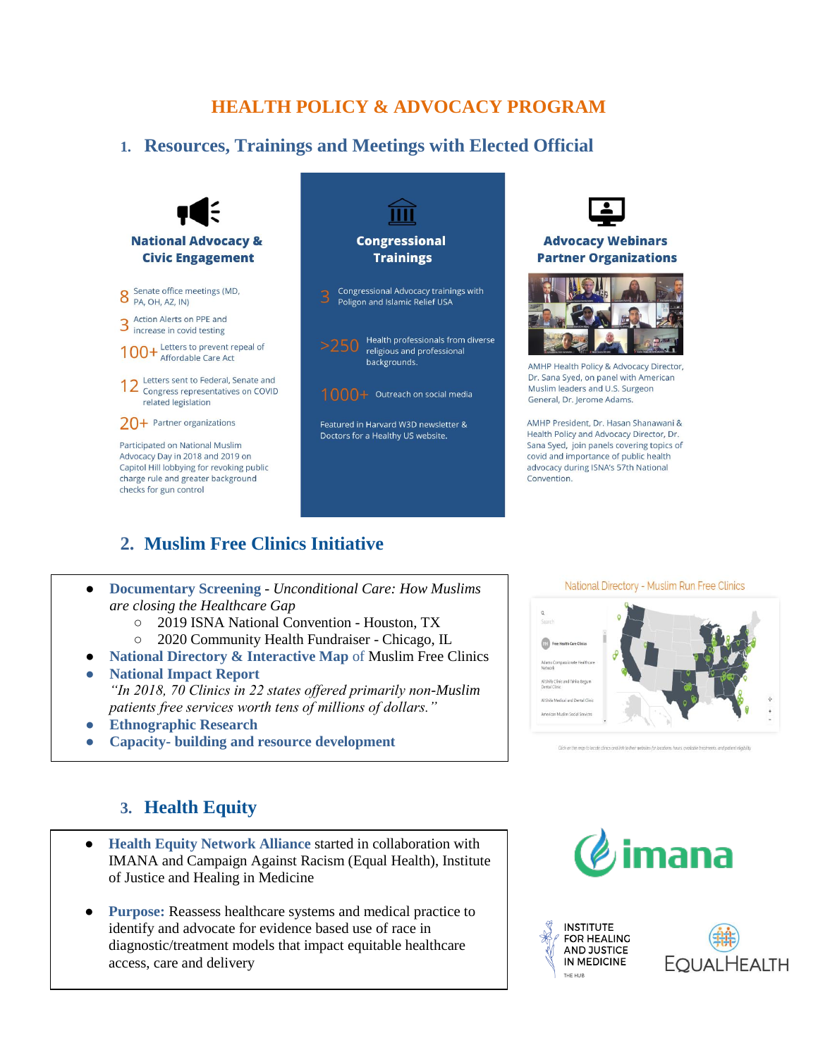# HEALTH POLICY & ADVOCACY PROGRAM

## 1. Resources, Trainings and Meetings with Elected Official

### National Advocacy & Civic Engagement

- **8** Senate office meetings (MD, PA, OH, AZ, IN)
- **3** Action Alerts on PPE and increase in covid testing
- **100+** Letters to prevent repeal of Affordable Care Act
- **12** Letters sent to Federal, Senate and Congress representatives on COVID related legislation
- **20+** Partner organizations

Participated on National Muslim Advocacy Day in 2018 and 2019 on Capitol Hill lobbying for revoking public charge rule and greater background checks for gun control

### Congressional Trainings

- **3** Congressional Advocacy trainings with Poligon and Islamic Relief USA
- **>250** Health professionals from diverse religious and professional backgrounds.
- **1000+** Outreach on social media

Featured in Harvard W3D newsletter & Doctors for a Healthy US website.

### Advocacy Webinars Partner Organizations

AMHP Health Policy & Advocacy Director, Dr. Sana Syed, on panel with American Muslim leaders and U.S. Surgeon General, Dr. Jerome Adams.

AMHP President, Dr. Hasan Shanawani & Health Policy and Advocacy Director, Dr. Sana Syed, join panels covering topics of covid and importance of public health advocacy during ISNA's 57th National Convention.

## 2. Muslim Free Clinics Initiative

- **Documentary Screening** - *Unconditional Care: How Muslims are closing the Healthcare Gap*
  - 2019 ISNA National Convention - Houston, TX
  - 2020 Community Health Fundraiser - Chicago, IL
- **National Directory & Interactive Map** of Muslim Free Clinics
- **National Impact Report**
  *"In 2018, 70 Clinics in 22 states offered primarily non-Muslim patients free services worth tens of millions of dollars."*
- **Ethnographic Research**
- **Capacity- building and resource development**

National Directory - Muslim Run Free Clinics

## 3. Health Equity

- **Health Equity Network Alliance** started in collaboration with IMANA and Campaign Against Racism (Equal Health), Institute of Justice and Healing in Medicine
- **Purpose:** Reassess healthcare systems and medical practice to identify and advocate for evidence based use of race in diagnostic/treatment models that impact equitable healthcare access, care and delivery

imana

INSTITUTE FOR HEALING AND JUSTICE IN MEDICINE — THE HUB

EQUALHEALTH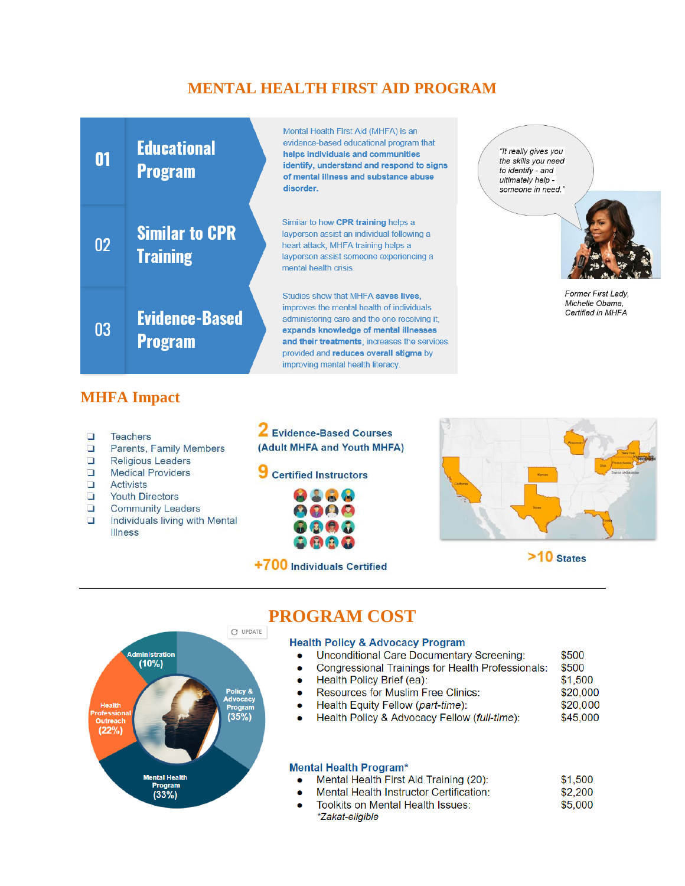# MENTAL HEALTH FIRST AID PROGRAM

**01 Educational Program**

Mental Health First Aid (MHFA) is an evidence-based educational program that **helps individuals and communities identify, understand and respond to signs of mental illness and substance abuse disorder.**

**02 Similar to CPR Training**

Similar to how **CPR training** helps a layperson assist an individual following a heart attack, MHFA training helps a layperson assist someone experiencing a mental health crisis.

**03 Evidence-Based Program**

Studies show that MHFA **saves lives,** improves the mental health of individuals administering care and the one receiving it, **expands knowledge of mental illnesses and their treatments,** increases the services provided and **reduces overall stigma** by improving mental health literacy.

*"It really gives you the skills you need to identify - and ultimately help - someone in need."*

*Former First Lady, Michelle Obama, Certified in MHFA*

## MHFA Impact

- Teachers
- Parents, Family Members
- Religious Leaders
- Medical Providers
- Activists
- Youth Directors
- Community Leaders
- Individuals living with Mental Illness

**2** Evidence-Based Courses (Adult MHFA and Youth MHFA)

**9** Certified Instructors

**+700** Individuals Certified

Wisconsin
New York
Massachusetts
Rhode Island
Pennsylvania
Ohio
District of Columbia
Kansas
California
Texas
Florida

**>10** States

## PROGRAM COST

UPDATE

Administration (10%)
Policy & Advocacy Program (35%)
Health Professional Outreach (22%)
Mental Health Program (33%)

**Health Policy & Advocacy Program**

| | |
|---|---|
| • Unconditional Care Documentary Screening: | $500 |
| • Congressional Trainings for Health Professionals: | $500 |
| • Health Policy Brief (ea): | $1,500 |
| • Resources for Muslim Free Clinics: | $20,000 |
| • Health Equity Fellow (*part-time*): | $20,000 |
| • Health Policy & Advocacy Fellow (*full-time*): | $45,000 |

**Mental Health Program***

| | |
|---|---|
| • Mental Health First Aid Training (20): | $1,500 |
| • Mental Health Instructor Certification: | $2,200 |
| • Toolkits on Mental Health Issues: | $5,000 |

*\*Zakat-eligible*